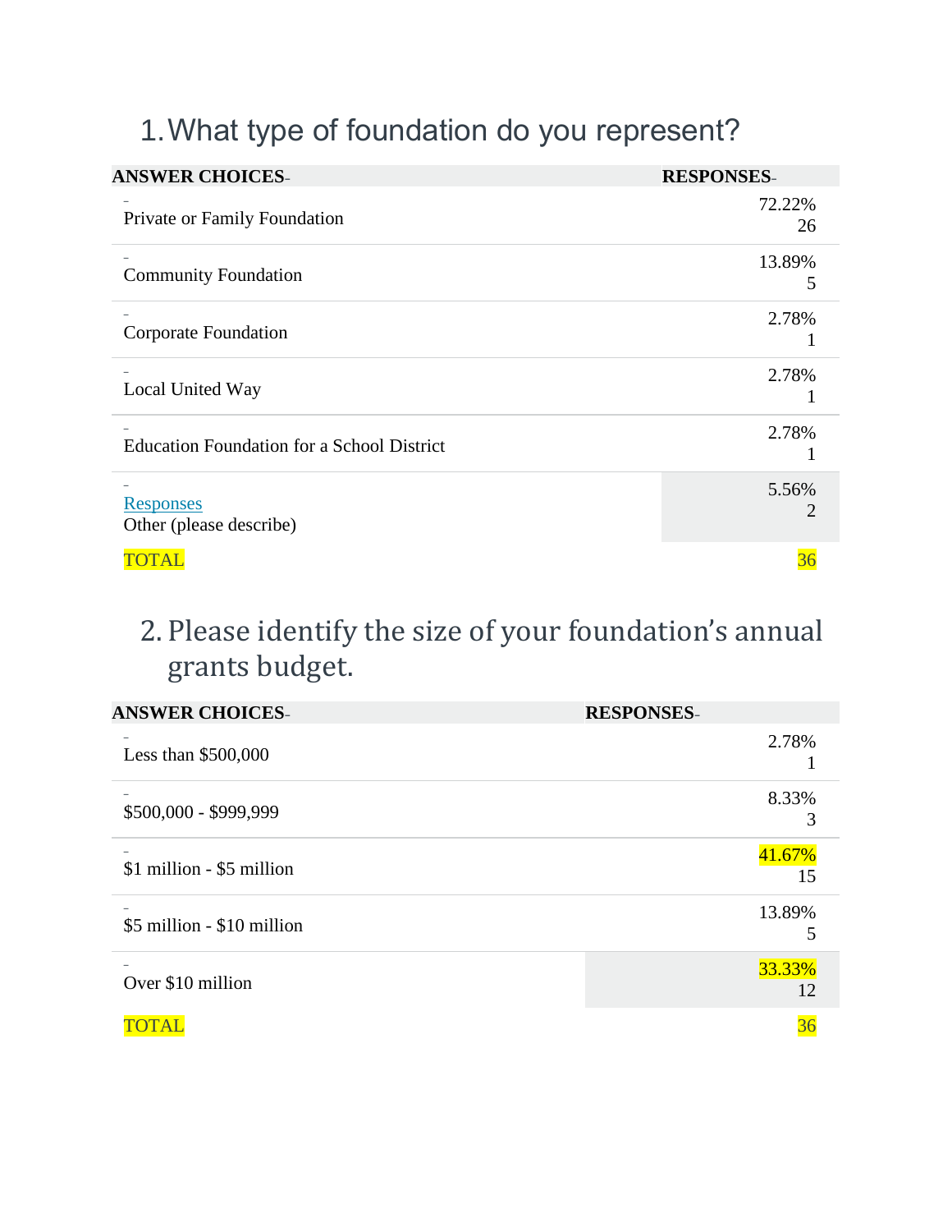## 1. What type of foundation do you represent?

| ANSWER CHOICES | RESPONSES | |
|---|---|---|
| Private or Family Foundation | 72.22% | 26 |
| Community Foundation | 13.89% | 5 |
| Corporate Foundation | 2.78% | 1 |
| Local United Way | 2.78% | 1 |
| Education Foundation for a School District | 2.78% | 1 |
| Responses<br>Other (please describe) | 5.56% | 2 |
| TOTAL | | 36 |

## 2. Please identify the size of your foundation's annual grants budget.

| ANSWER CHOICES | RESPONSES | |
|---|---|---|
| Less than $500,000 | 2.78% | 1 |
| $500,000 - $999,999 | 8.33% | 3 |
| $1 million - $5 million | 41.67% | 15 |
| $5 million - $10 million | 13.89% | 5 |
| Over $10 million | 33.33% | 12 |
| TOTAL | | 36 |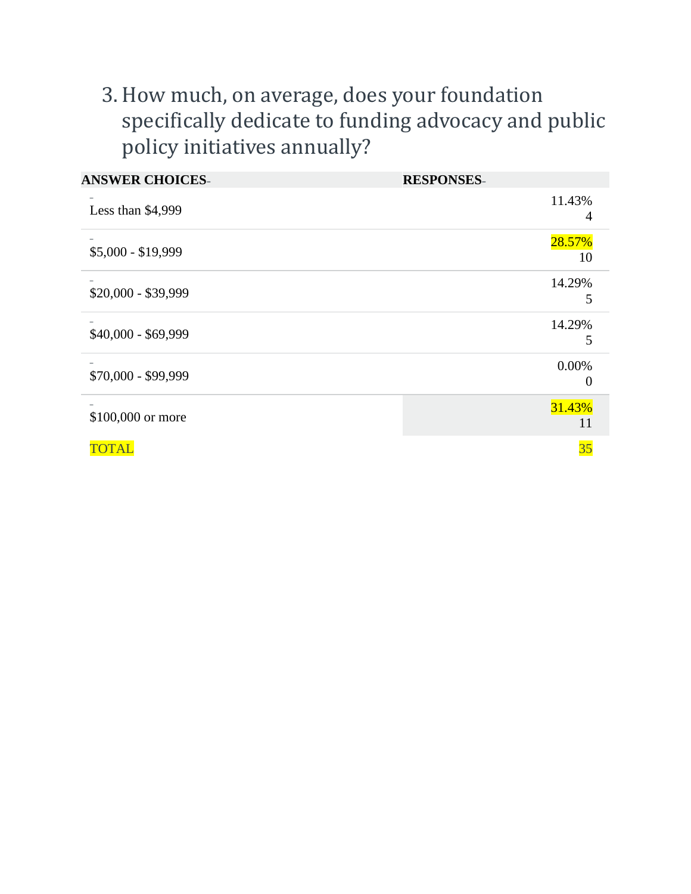3. How much, on average, does your foundation specifically dedicate to funding advocacy and public policy initiatives annually?

| ANSWER CHOICES | RESPONSES | |
|---|---|---|
| Less than $4,999 | 11.43% | 4 |
| $5,000 - $19,999 | 28.57% | 10 |
| $20,000 - $39,999 | 14.29% | 5 |
| $40,000 - $69,999 | 14.29% | 5 |
| $70,000 - $99,999 | 0.00% | 0 |
| $100,000 or more | 31.43% | 11 |
| TOTAL | | 35 |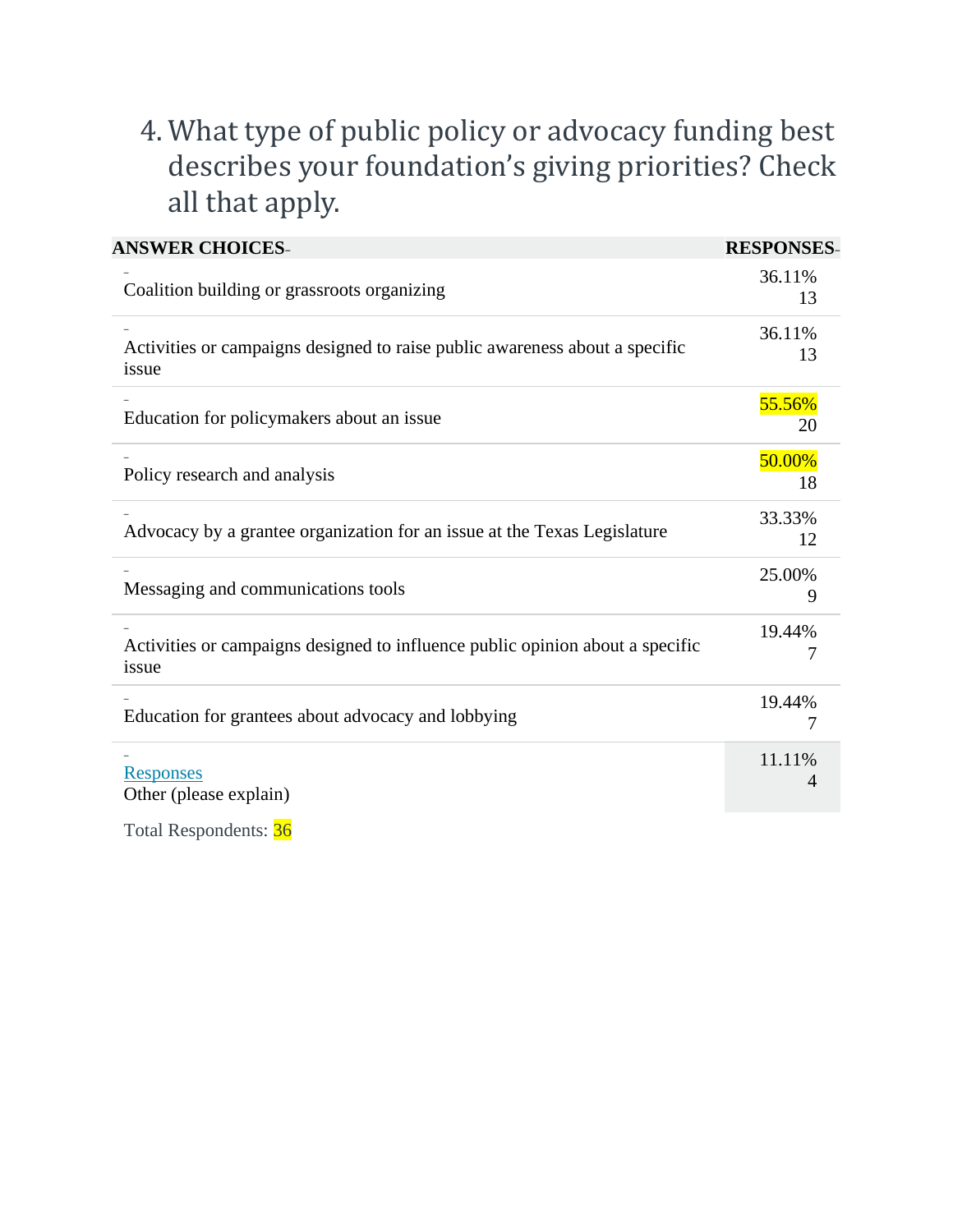4. What type of public policy or advocacy funding best describes your foundation's giving priorities? Check all that apply.

| ANSWER CHOICES | RESPONSES |
| --- | --- |
| Coalition building or grassroots organizing | 36.11% 13 |
| Activities or campaigns designed to raise public awareness about a specific issue | 36.11% 13 |
| Education for policymakers about an issue | 55.56% 20 |
| Policy research and analysis | 50.00% 18 |
| Advocacy by a grantee organization for an issue at the Texas Legislature | 33.33% 12 |
| Messaging and communications tools | 25.00% 9 |
| Activities or campaigns designed to influence public opinion about a specific issue | 19.44% 7 |
| Education for grantees about advocacy and lobbying | 19.44% 7 |
| Responses<br>Other (please explain) | 11.11% 4 |

Total Respondents: 36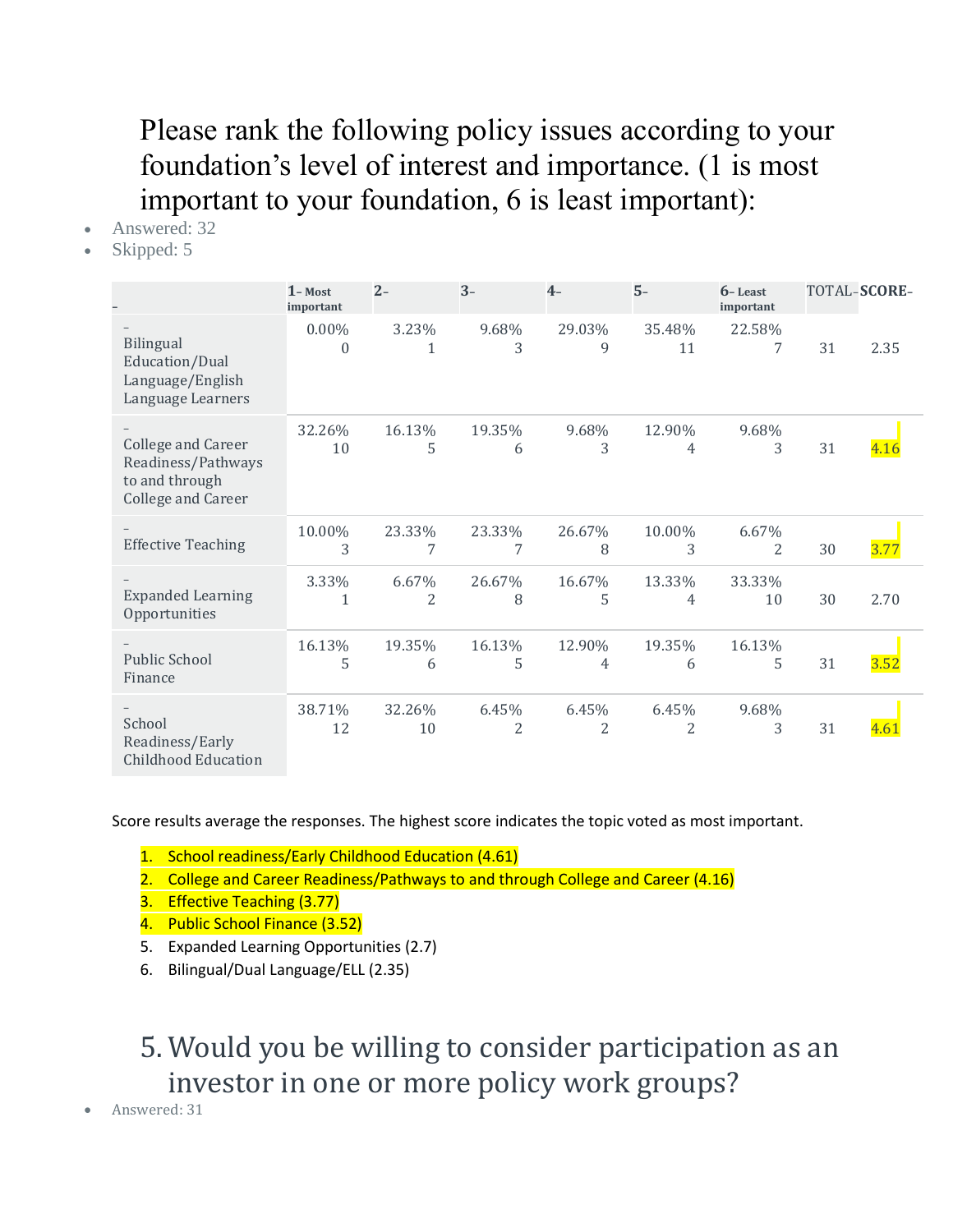# Please rank the following policy issues according to your foundation's level of interest and importance. (1 is most important to your foundation, 6 is least important):

- Answered: 32
- Skipped: 5

| – | 1– Most important | 2– | 3– | 4– | 5– | 6– Least important | TOTAL– | SCORE– |
|---|---|---|---|---|---|---|---|---|
| – Bilingual Education/Dual Language/English Language Learners | 0.00% 0 | 3.23% 1 | 9.68% 3 | 29.03% 9 | 35.48% 11 | 22.58% 7 | 31 | 2.35 |
| – College and Career Readiness/Pathways to and through College and Career | 32.26% 10 | 16.13% 5 | 19.35% 6 | 9.68% 3 | 12.90% 4 | 9.68% 3 | 31 | 4.16 |
| – Effective Teaching | 10.00% 3 | 23.33% 7 | 23.33% 7 | 26.67% 8 | 10.00% 3 | 6.67% 2 | 30 | 3.77 |
| – Expanded Learning Opportunities | 3.33% 1 | 6.67% 2 | 26.67% 8 | 16.67% 5 | 13.33% 4 | 33.33% 10 | 30 | 2.70 |
| – Public School Finance | 16.13% 5 | 19.35% 6 | 16.13% 5 | 12.90% 4 | 19.35% 6 | 16.13% 5 | 31 | 3.52 |
| – School Readiness/Early Childhood Education | 38.71% 12 | 32.26% 10 | 6.45% 2 | 6.45% 2 | 6.45% 2 | 9.68% 3 | 31 | 4.61 |

Score results average the responses. The highest score indicates the topic voted as most important.

1. School readiness/Early Childhood Education (4.61)
2. College and Career Readiness/Pathways to and through College and Career (4.16)
3. Effective Teaching (3.77)
4. Public School Finance (3.52)
5. Expanded Learning Opportunities (2.7)
6. Bilingual/Dual Language/ELL (2.35)

# 5. Would you be willing to consider participation as an investor in one or more policy work groups?

- Answered: 31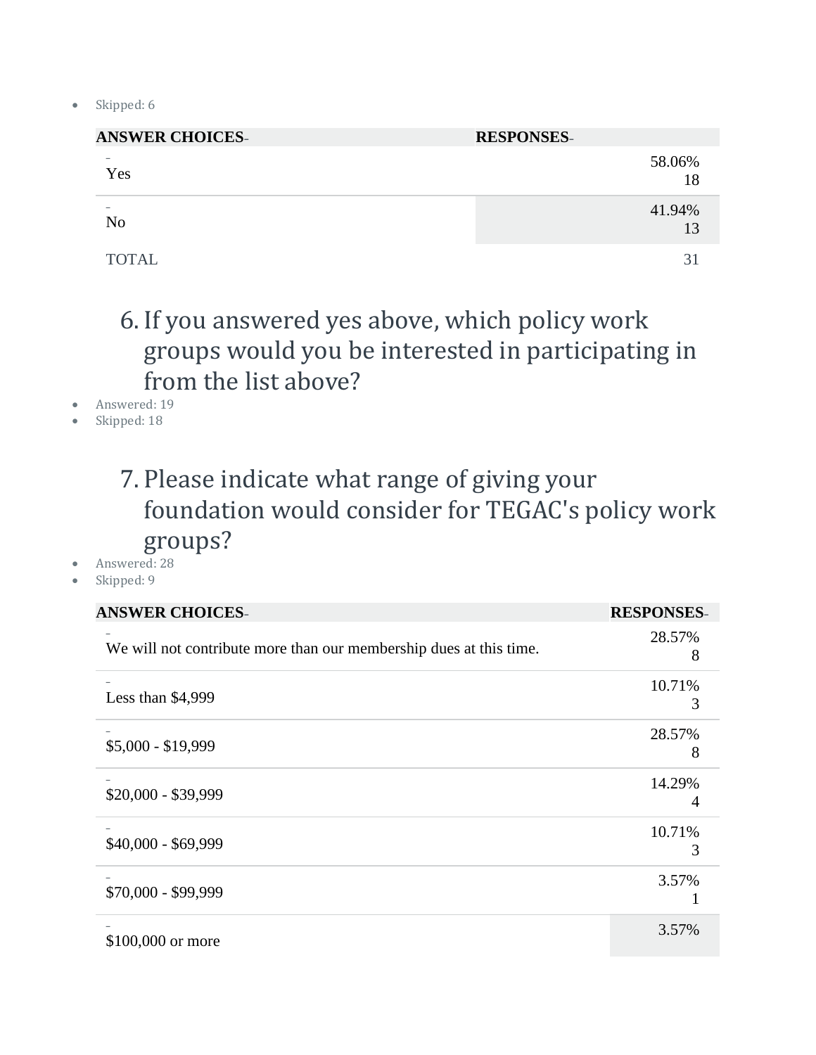- Skipped: 6

| ANSWER CHOICES | RESPONSES |
|---|---|
| Yes | 58.06% 18 |
| No | 41.94% 13 |
| TOTAL | 31 |

## 6. If you answered yes above, which policy work groups would you be interested in participating in from the list above?

- Answered: 19
- Skipped: 18

## 7. Please indicate what range of giving your foundation would consider for TEGAC's policy work groups?

- Answered: 28
- Skipped: 9

| ANSWER CHOICES | RESPONSES |
|---|---|
| We will not contribute more than our membership dues at this time. | 28.57% 8 |
| Less than $4,999 | 10.71% 3 |
| $5,000 - $19,999 | 28.57% 8 |
| $20,000 - $39,999 | 14.29% 4 |
| $40,000 - $69,999 | 10.71% 3 |
| $70,000 - $99,999 | 3.57% 1 |
| $100,000 or more | 3.57% |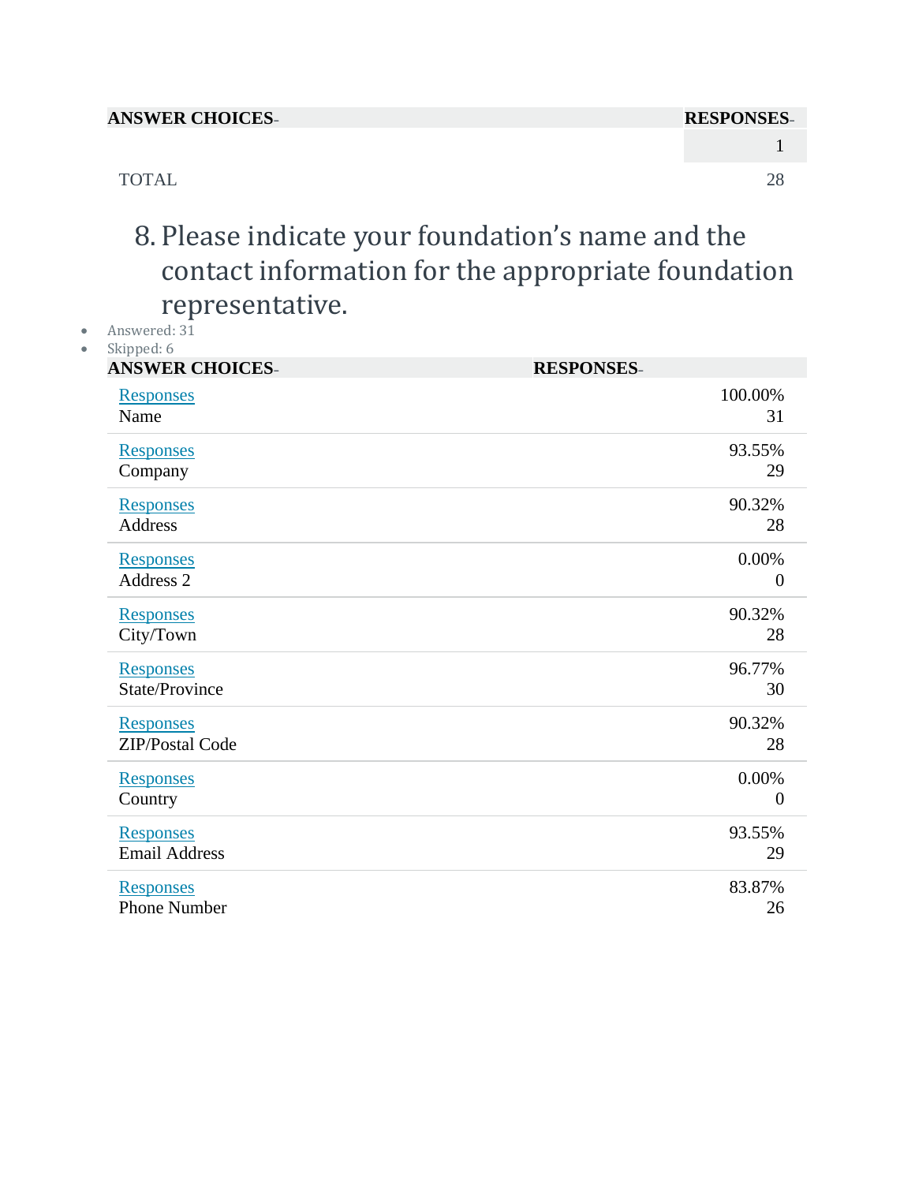| ANSWER CHOICES | RESPONSES |
|---|---|
| | 1 |
| TOTAL | 28 |

## 8. Please indicate your foundation's name and the contact information for the appropriate foundation representative.

- Answered: 31
- Skipped: 6

| ANSWER CHOICES | RESPONSES | |
|---|---|---|
| Responses Name | 100.00% | 31 |
| Responses Company | 93.55% | 29 |
| Responses Address | 90.32% | 28 |
| Responses Address 2 | 0.00% | 0 |
| Responses City/Town | 90.32% | 28 |
| Responses State/Province | 96.77% | 30 |
| Responses ZIP/Postal Code | 90.32% | 28 |
| Responses Country | 0.00% | 0 |
| Responses Email Address | 93.55% | 29 |
| Responses Phone Number | 83.87% | 26 |